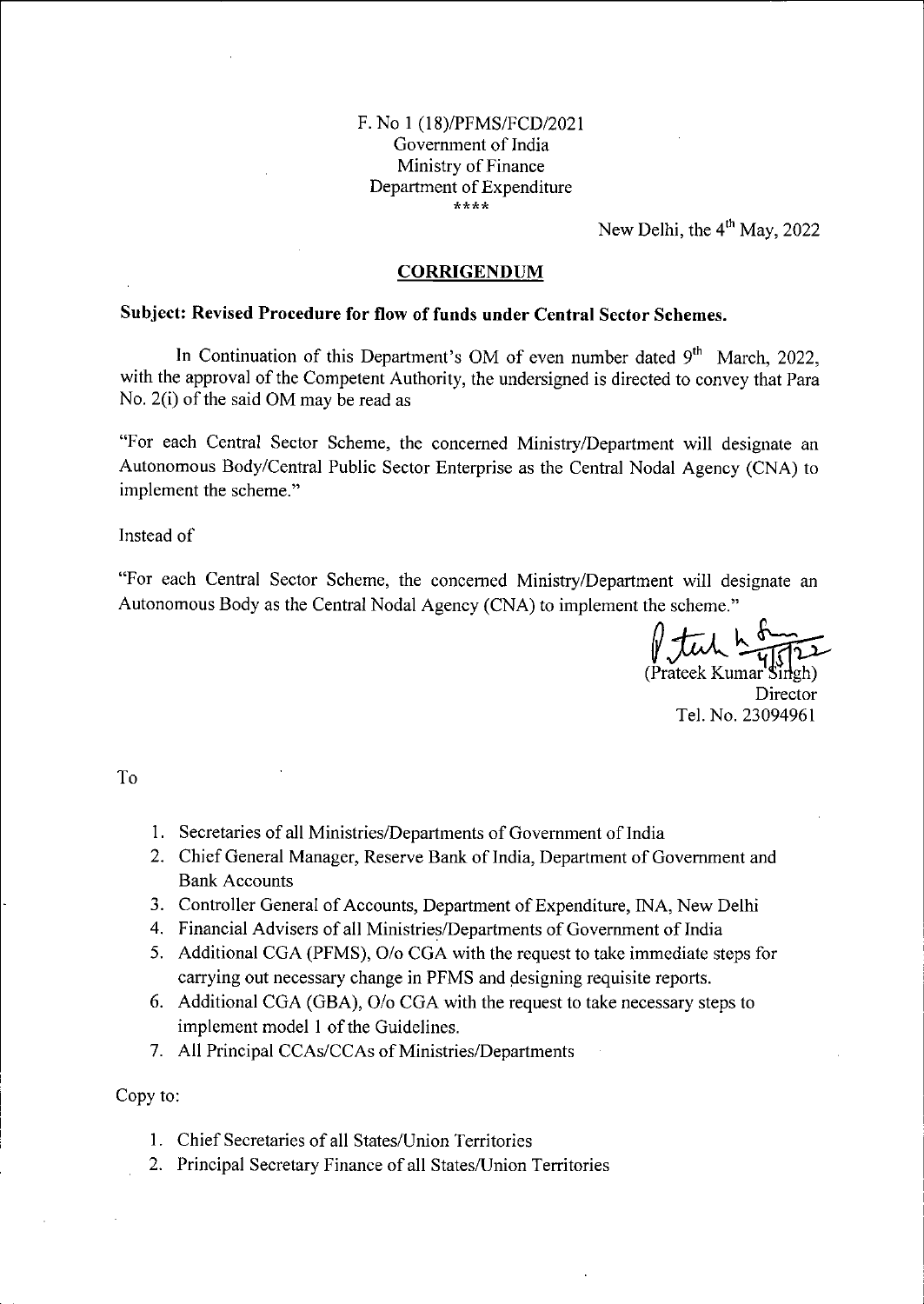F. No 1 (18)/PFMS/FCD/2021
Government of India
Ministry of Finance
Department of Expenditure
\*\*\*\*

New Delhi, the 4th May, 2022

## CORRIGENDUM

**Subject: Revised Procedure for flow of funds under Central Sector Schemes.**

In Continuation of this Department's OM of even number dated 9th March, 2022, with the approval of the Competent Authority, the undersigned is directed to convey that Para No. 2(i) of the said OM may be read as

"For each Central Sector Scheme, the concerned Ministry/Department will designate an Autonomous Body/Central Public Sector Enterprise as the Central Nodal Agency (CNA) to implement the scheme."

Instead of

"For each Central Sector Scheme, the concerned Ministry/Department will designate an Autonomous Body as the Central Nodal Agency (CNA) to implement the scheme."

4/5/22
(Prateek Kumar Singh)
Director
Tel. No. 23094961

To

1. Secretaries of all Ministries/Departments of Government of India
2. Chief General Manager, Reserve Bank of India, Department of Government and Bank Accounts
3. Controller General of Accounts, Department of Expenditure, INA, New Delhi
4. Financial Advisers of all Ministries/Departments of Government of India
5. Additional CGA (PFMS), O/o CGA with the request to take immediate steps for carrying out necessary change in PFMS and designing requisite reports.
6. Additional CGA (GBA), O/o CGA with the request to take necessary steps to implement model 1 of the Guidelines.
7. All Principal CCAs/CCAs of Ministries/Departments

Copy to:

1. Chief Secretaries of all States/Union Territories
2. Principal Secretary Finance of all States/Union Territories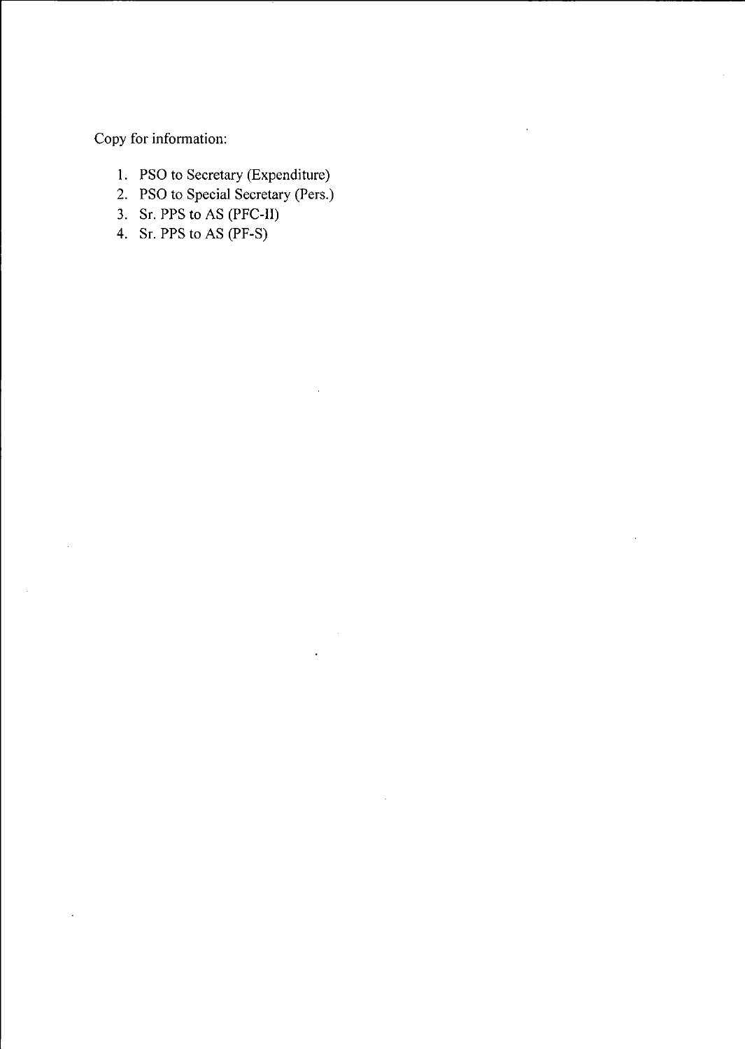Copy for information:

1. PSO to Secretary (Expenditure)
2. PSO to Special Secretary (Pers.)
3. Sr. PPS to AS (PFC-II)
4. Sr. PPS to AS (PF-S)